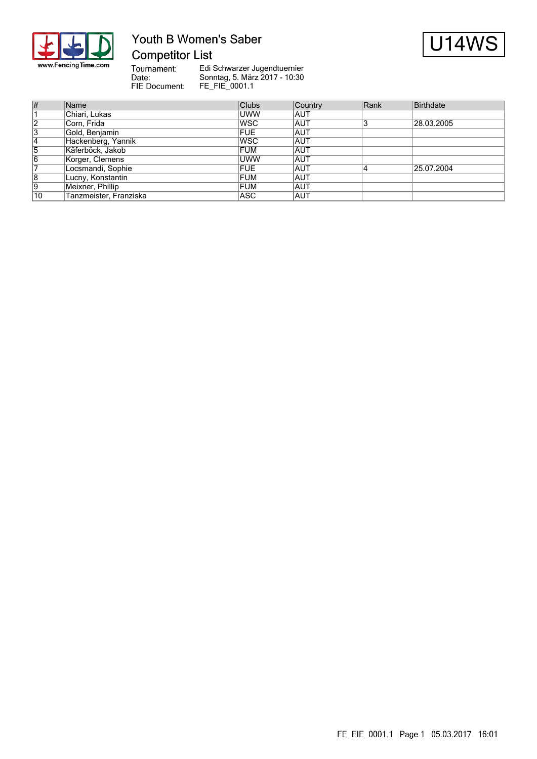# Youth B Women's Saber

## Competitor List

**U14WS**

Tournament: Edi Schwarzer Jugendtuernier
Date: Sonntag, 5. März 2017 - 10:30
FIE Document: FE_FIE_0001.1

| # | Name | Clubs | Country | Rank | Birthdate |
|---|---|---|---|---|---|
| 1 | Chiari, Lukas | UWW | AUT | | |
| 2 | Corn, Frida | WSC | AUT | 3 | 28.03.2005 |
| 3 | Gold, Benjamin | FUE | AUT | | |
| 4 | Hackenberg, Yannik | WSC | AUT | | |
| 5 | Käferböck, Jakob | FUM | AUT | | |
| 6 | Korger, Clemens | UWW | AUT | | |
| 7 | Locsmandi, Sophie | FUE | AUT | 4 | 25.07.2004 |
| 8 | Lucny, Konstantin | FUM | AUT | | |
| 9 | Meixner, Phillip | FUM | AUT | | |
| 10 | Tanzmeister, Franziska | ASC | AUT | | |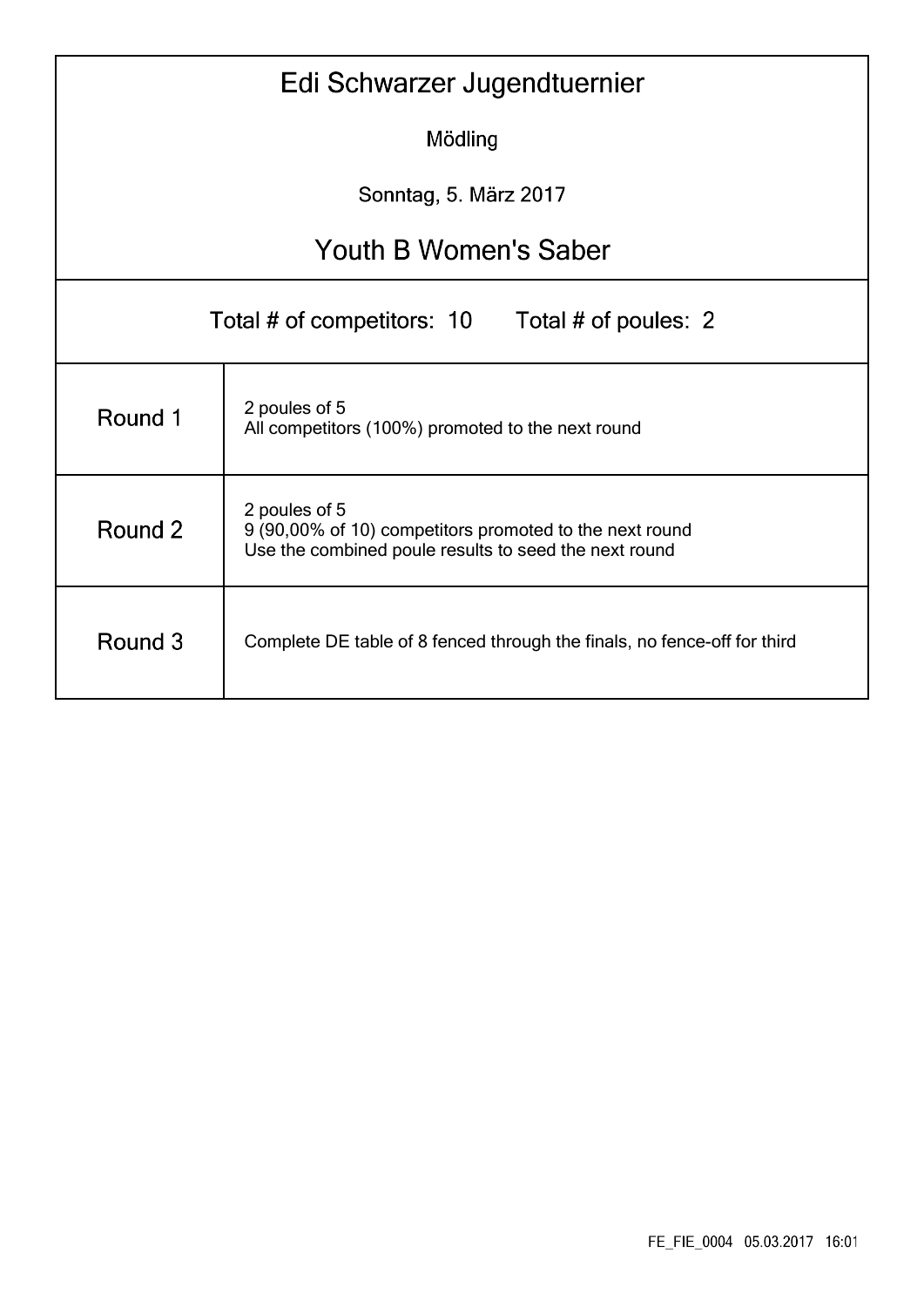# Edi Schwarzer Jugendtuernier

Mödling

Sonntag, 5. März 2017

## Youth B Women's Saber

Total # of competitors: 10 Total # of poules: 2

| | |
|---|---|
| Round 1 | 2 poules of 5<br>All competitors (100%) promoted to the next round |
| Round 2 | 2 poules of 5<br>9 (90,00% of 10) competitors promoted to the next round<br>Use the combined poule results to seed the next round |
| Round 3 | Complete DE table of 8 fenced through the finals, no fence-off for third |

FE_FIE_0004 05.03.2017 16:01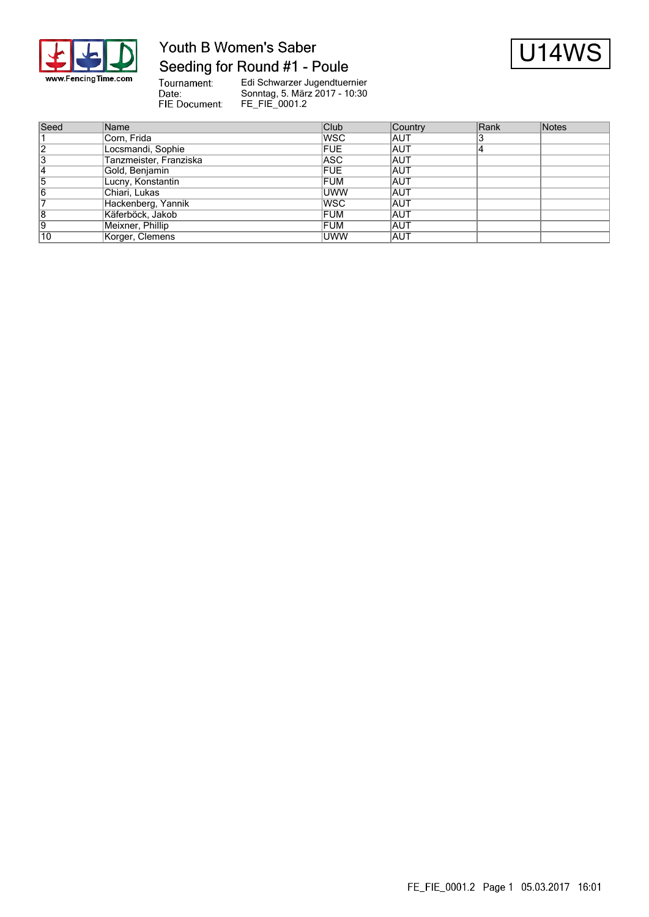# Youth B Women's Saber

## Seeding for Round #1 - Poule

**U14WS**

Tournament: Edi Schwarzer Jugendtuernier
Date: Sonntag, 5. März 2017 - 10:30
FIE Document: FE_FIE_0001.2

| Seed | Name | Club | Country | Rank | Notes |
|---|---|---|---|---|---|
| 1 | Corn, Frida | WSC | AUT | 3 | |
| 2 | Locsmandi, Sophie | FUE | AUT | 4 | |
| 3 | Tanzmeister, Franziska | ASC | AUT | | |
| 4 | Gold, Benjamin | FUE | AUT | | |
| 5 | Lucny, Konstantin | FUM | AUT | | |
| 6 | Chiari, Lukas | UWW | AUT | | |
| 7 | Hackenberg, Yannik | WSC | AUT | | |
| 8 | Käferböck, Jakob | FUM | AUT | | |
| 9 | Meixner, Phillip | FUM | AUT | | |
| 10 | Korger, Clemens | UWW | AUT | | |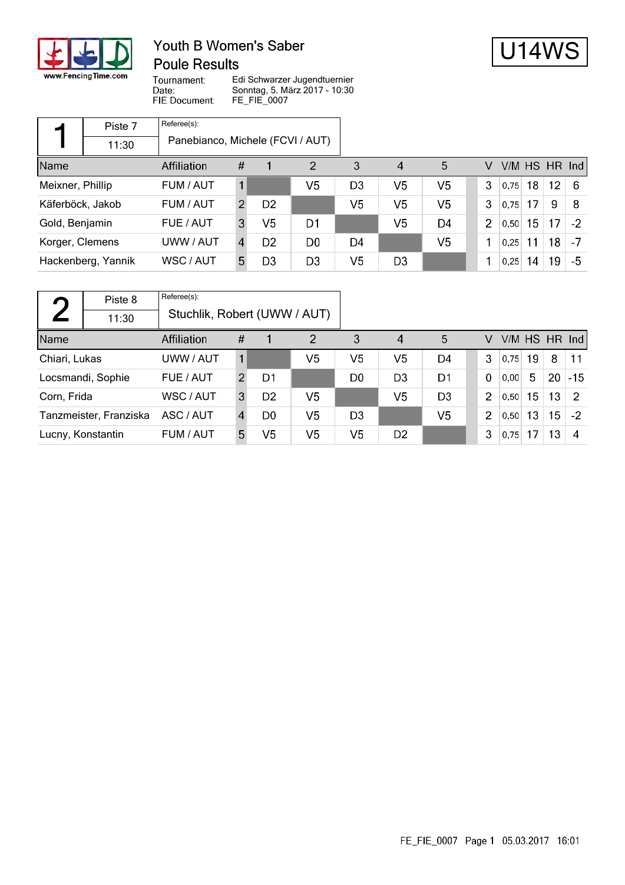# Youth B Women's Saber

## Poule Results

**U14WS**

Tournament: Edi Schwarzer Jugendtuernier
Date: Sonntag, 5. März 2017 - 10:30
FIE Document: FE_FIE_0007

### Poule 1

Piste 7 — 11:30

Referee(s): Panebianco, Michele (FCVI / AUT)

| Name | Affiliation | # | 1 | 2 | 3 | 4 | 5 | V | V/M | HS | HR | Ind |
|---|---|---|---|---|---|---|---|---|---|---|---|---|
| Meixner, Phillip | FUM / AUT | 1 | | V5 | D3 | V5 | V5 | 3 | 0,75 | 18 | 12 | 6 |
| Käferböck, Jakob | FUM / AUT | 2 | D2 | | V5 | V5 | V5 | 3 | 0,75 | 17 | 9 | 8 |
| Gold, Benjamin | FUE / AUT | 3 | V5 | D1 | | V5 | D4 | 2 | 0,50 | 15 | 17 | -2 |
| Korger, Clemens | UWW / AUT | 4 | D2 | D0 | D4 | | V5 | 1 | 0,25 | 11 | 18 | -7 |
| Hackenberg, Yannik | WSC / AUT | 5 | D3 | D3 | V5 | D3 | | 1 | 0,25 | 14 | 19 | -5 |

### Poule 2

Piste 8 — 11:30

Referee(s): Stuchlik, Robert (UWW / AUT)

| Name | Affiliation | # | 1 | 2 | 3 | 4 | 5 | V | V/M | HS | HR | Ind |
|---|---|---|---|---|---|---|---|---|---|---|---|---|
| Chiari, Lukas | UWW / AUT | 1 | | V5 | V5 | V5 | D4 | 3 | 0,75 | 19 | 8 | 11 |
| Locsmandi, Sophie | FUE / AUT | 2 | D1 | | D0 | D3 | D1 | 0 | 0,00 | 5 | 20 | -15 |
| Corn, Frida | WSC / AUT | 3 | D2 | V5 | | V5 | D3 | 2 | 0,50 | 15 | 13 | 2 |
| Tanzmeister, Franziska | ASC / AUT | 4 | D0 | V5 | D3 | | V5 | 2 | 0,50 | 13 | 15 | -2 |
| Lucny, Konstantin | FUM / AUT | 5 | V5 | V5 | V5 | D2 | | 3 | 0,75 | 17 | 13 | 4 |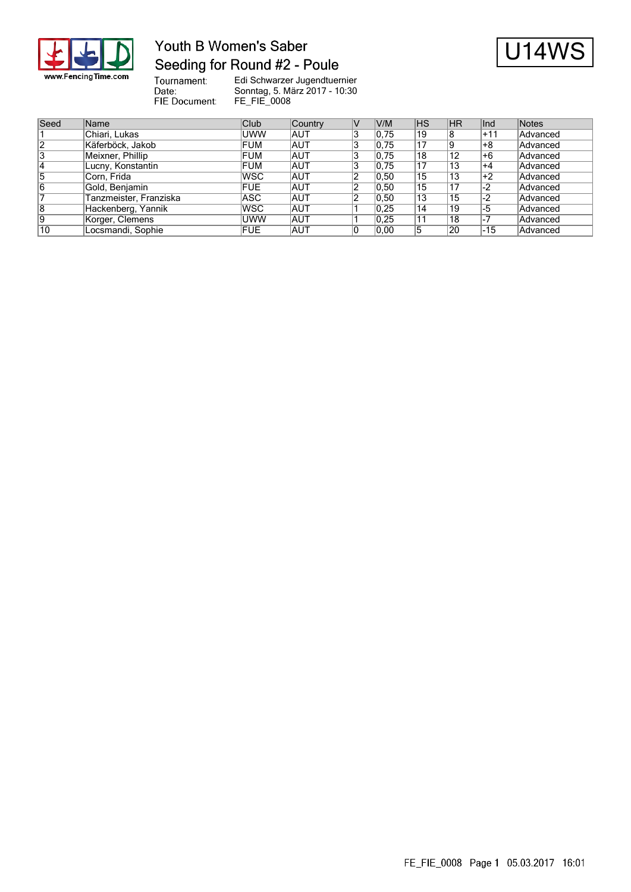# Youth B Women's Saber

## Seeding for Round #2 - Poule

**U14WS**

Tournament: Edi Schwarzer Jugendtuernier
Date: Sonntag, 5. März 2017 - 10:30
FIE Document: FE_FIE_0008

| Seed | Name | Club | Country | V | V/M | HS | HR | Ind | Notes |
|---|---|---|---|---|---|---|---|---|---|
| 1 | Chiari, Lukas | UWW | AUT | 3 | 0,75 | 19 | 8 | +11 | Advanced |
| 2 | Käferböck, Jakob | FUM | AUT | 3 | 0,75 | 17 | 9 | +8 | Advanced |
| 3 | Meixner, Phillip | FUM | AUT | 3 | 0,75 | 18 | 12 | +6 | Advanced |
| 4 | Lucny, Konstantin | FUM | AUT | 3 | 0,75 | 17 | 13 | +4 | Advanced |
| 5 | Corn, Frida | WSC | AUT | 2 | 0,50 | 15 | 13 | +2 | Advanced |
| 6 | Gold, Benjamin | FUE | AUT | 2 | 0,50 | 15 | 17 | -2 | Advanced |
| 7 | Tanzmeister, Franziska | ASC | AUT | 2 | 0,50 | 13 | 15 | -2 | Advanced |
| 8 | Hackenberg, Yannik | WSC | AUT | 1 | 0,25 | 14 | 19 | -5 | Advanced |
| 9 | Korger, Clemens | UWW | AUT | 1 | 0,25 | 11 | 18 | -7 | Advanced |
| 10 | Locsmandi, Sophie | FUE | AUT | 0 | 0,00 | 5 | 20 | -15 | Advanced |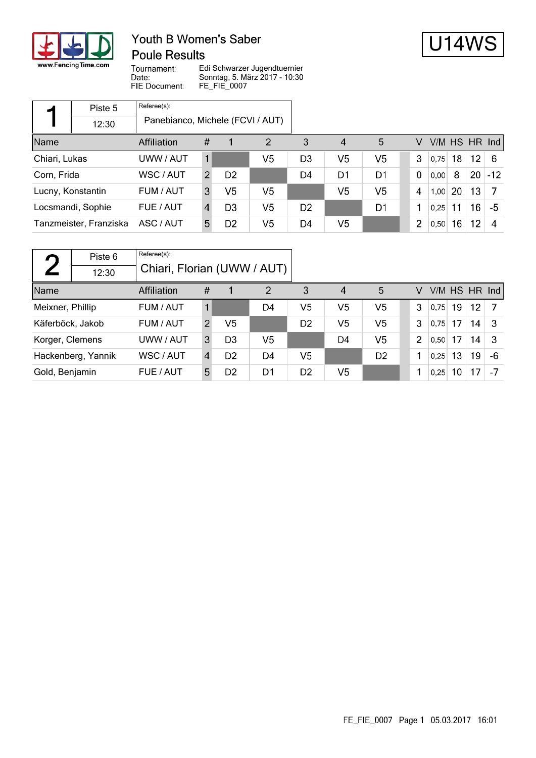# Youth B Women's Saber

## Poule Results

**U14WS**

Tournament: Edi Schwarzer Jugendtuernier
Date: Sonntag, 5. März 2017 - 10:30
FIE Document: FE_FIE_0007

### 1

Piste 5 — 12:30
Referee(s): Panebianco, Michele (FCVI / AUT)

| Name | Affiliation | # | 1 | 2 | 3 | 4 | 5 | V | V/M | HS | HR | Ind |
|---|---|---|---|---|---|---|---|---|---|---|---|---|
| Chiari, Lukas | UWW / AUT | 1 | | V5 | D3 | V5 | V5 | 3 | 0,75 | 18 | 12 | 6 |
| Corn, Frida | WSC / AUT | 2 | D2 | | D4 | D1 | D1 | 0 | 0,00 | 8 | 20 | -12 |
| Lucny, Konstantin | FUM / AUT | 3 | V5 | V5 | | V5 | V5 | 4 | 1,00 | 20 | 13 | 7 |
| Locsmandi, Sophie | FUE / AUT | 4 | D3 | V5 | D2 | | D1 | 1 | 0,25 | 11 | 16 | -5 |
| Tanzmeister, Franziska | ASC / AUT | 5 | D2 | V5 | D4 | V5 | | 2 | 0,50 | 16 | 12 | 4 |

### 2

Piste 6 — 12:30
Referee(s): Chiari, Florian (UWW / AUT)

| Name | Affiliation | # | 1 | 2 | 3 | 4 | 5 | V | V/M | HS | HR | Ind |
|---|---|---|---|---|---|---|---|---|---|---|---|---|
| Meixner, Phillip | FUM / AUT | 1 | | D4 | V5 | V5 | V5 | 3 | 0,75 | 19 | 12 | 7 |
| Käferböck, Jakob | FUM / AUT | 2 | V5 | | D2 | V5 | V5 | 3 | 0,75 | 17 | 14 | 3 |
| Korger, Clemens | UWW / AUT | 3 | D3 | V5 | | D4 | V5 | 2 | 0,50 | 17 | 14 | 3 |
| Hackenberg, Yannik | WSC / AUT | 4 | D2 | D4 | V5 | | D2 | 1 | 0,25 | 13 | 19 | -6 |
| Gold, Benjamin | FUE / AUT | 5 | D2 | D1 | D2 | V5 | | 1 | 0,25 | 10 | 17 | -7 |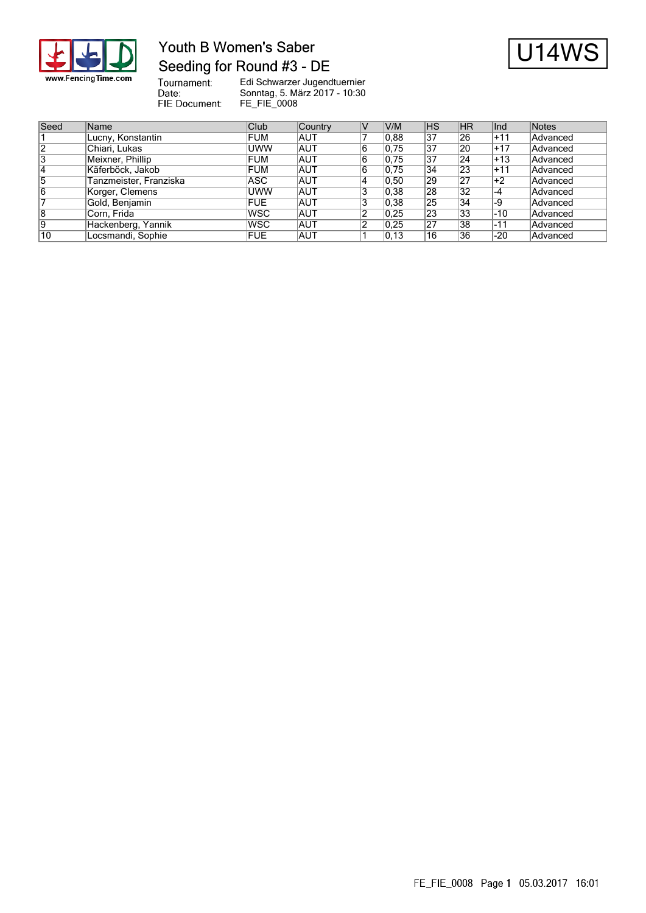# Youth B Women's Saber

## Seeding for Round #3 - DE

**U14WS**

Tournament: Edi Schwarzer Jugendtuernier
Date: Sonntag, 5. März 2017 - 10:30
FIE Document: FE_FIE_0008

| Seed | Name | Club | Country | V | V/M | HS | HR | Ind | Notes |
|---|---|---|---|---|---|---|---|---|---|
| 1 | Lucny, Konstantin | FUM | AUT | 7 | 0,88 | 37 | 26 | +11 | Advanced |
| 2 | Chiari, Lukas | UWW | AUT | 6 | 0,75 | 37 | 20 | +17 | Advanced |
| 3 | Meixner, Phillip | FUM | AUT | 6 | 0,75 | 37 | 24 | +13 | Advanced |
| 4 | Käferböck, Jakob | FUM | AUT | 6 | 0,75 | 34 | 23 | +11 | Advanced |
| 5 | Tanzmeister, Franziska | ASC | AUT | 4 | 0,50 | 29 | 27 | +2 | Advanced |
| 6 | Korger, Clemens | UWW | AUT | 3 | 0,38 | 28 | 32 | -4 | Advanced |
| 7 | Gold, Benjamin | FUE | AUT | 3 | 0,38 | 25 | 34 | -9 | Advanced |
| 8 | Corn, Frida | WSC | AUT | 2 | 0,25 | 23 | 33 | -10 | Advanced |
| 9 | Hackenberg, Yannik | WSC | AUT | 2 | 0,25 | 27 | 38 | -11 | Advanced |
| 10 | Locsmandi, Sophie | FUE | AUT | 1 | 0,13 | 16 | 36 | -20 | Advanced |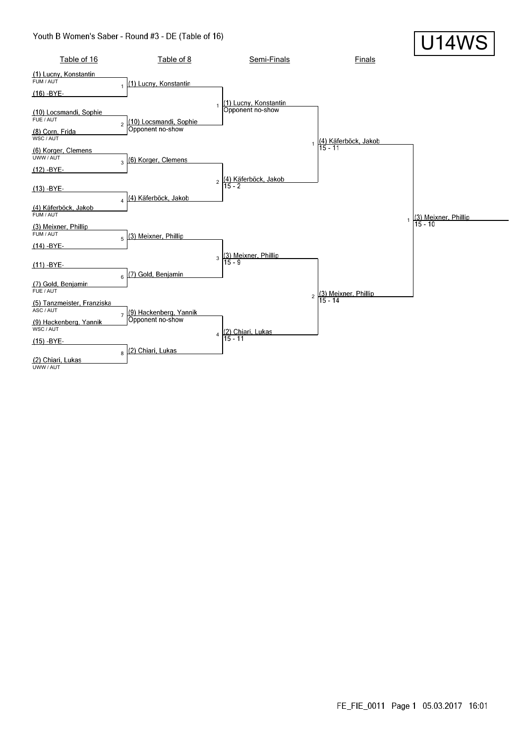# Youth B Women's Saber - Round #3 - DE (Table of 16)

**U14WS**

## Table of 16

| Bout | Fencer | Club |
|---|---|---|
| 1 | (1) Lucny, Konstantin | FUM / AUT |
|  | (16) -BYE- | |
| 2 | (10) Locsmandi, Sophie | FUE / AUT |
|  | (8) Corn, Frida | WSC / AUT |
| 3 | (6) Korger, Clemens | UWW / AUT |
|  | (12) -BYE- | |
| 4 | (13) -BYE- | |
|  | (4) Käferböck, Jakob | FUM / AUT |
| 5 | (3) Meixner, Phillip | FUM / AUT |
|  | (14) -BYE- | |
| 6 | (11) -BYE- | |
|  | (7) Gold, Benjamin | FUE / AUT |
| 7 | (5) Tanzmeister, Franziska | ASC / AUT |
|  | (9) Hackenberg, Yannik | WSC / AUT |
| 8 | (15) -BYE- | |
|  | (2) Chiari, Lukas | UWW / AUT |

## Table of 8

| Bout | Winner | Score |
|---|---|---|
| 1 | (1) Lucny, Konstantin | |
| 2 | (10) Locsmandi, Sophie | Opponent no-show |
| 3 | (6) Korger, Clemens | |
| 4 | (4) Käferböck, Jakob | |
| 5 | (3) Meixner, Phillip | |
| 6 | (7) Gold, Benjamin | |
| 7 | (9) Hackenberg, Yannik | Opponent no-show |
| 8 | (2) Chiari, Lukas | |

## Semi-Finals

| Bout | Winner | Score |
|---|---|---|
| 1 | (1) Lucny, Konstantin | Opponent no-show |
| 2 | (4) Käferböck, Jakob | 15 - 2 |
| 3 | (3) Meixner, Phillip | 15 - 9 |
| 4 | (2) Chiari, Lukas | 15 - 11 |

## Finals

| Bout | Winner | Score |
|---|---|---|
| 1 | (4) Käferböck, Jakob | 15 - 11 |
| 2 | (3) Meixner, Phillip | 15 - 14 |

## Winner

| Bout | Winner | Score |
|---|---|---|
| 1 | (3) Meixner, Phillip | 15 - 10 |

FE_FIE_0011 Page 1 05.03.2017 16:01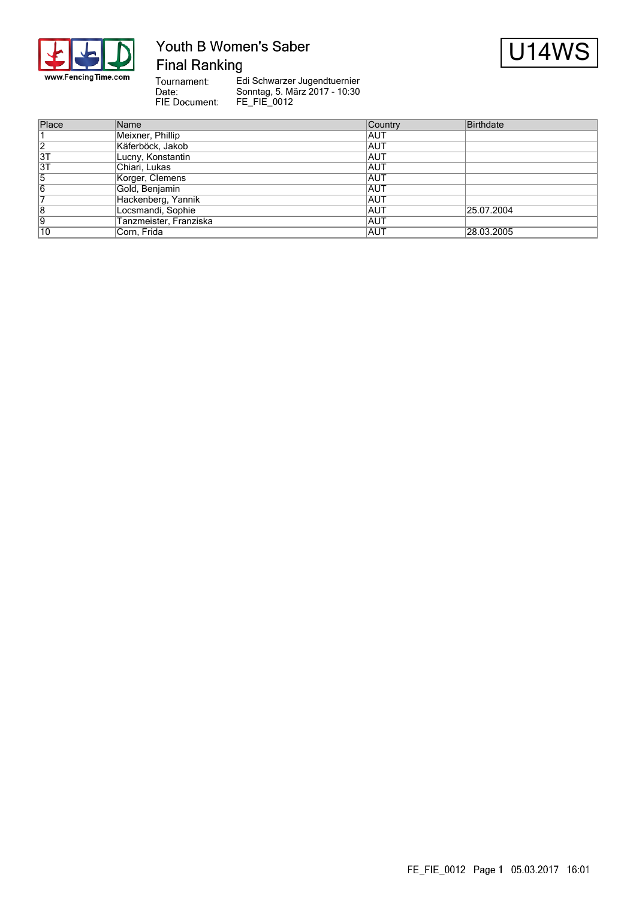# Youth B Women's Saber

## Final Ranking

**U14WS**

Tournament: Edi Schwarzer Jugendtuernier
Date: Sonntag, 5. März 2017 - 10:30
FIE Document: FE_FIE_0012

| Place | Name | Country | Birthdate |
|---|---|---|---|
| 1 | Meixner, Phillip | AUT | |
| 2 | Käferböck, Jakob | AUT | |
| 3T | Lucny, Konstantin | AUT | |
| 3T | Chiari, Lukas | AUT | |
| 5 | Korger, Clemens | AUT | |
| 6 | Gold, Benjamin | AUT | |
| 7 | Hackenberg, Yannik | AUT | |
| 8 | Locsmandi, Sophie | AUT | 25.07.2004 |
| 9 | Tanzmeister, Franziska | AUT | |
| 10 | Corn, Frida | AUT | 28.03.2005 |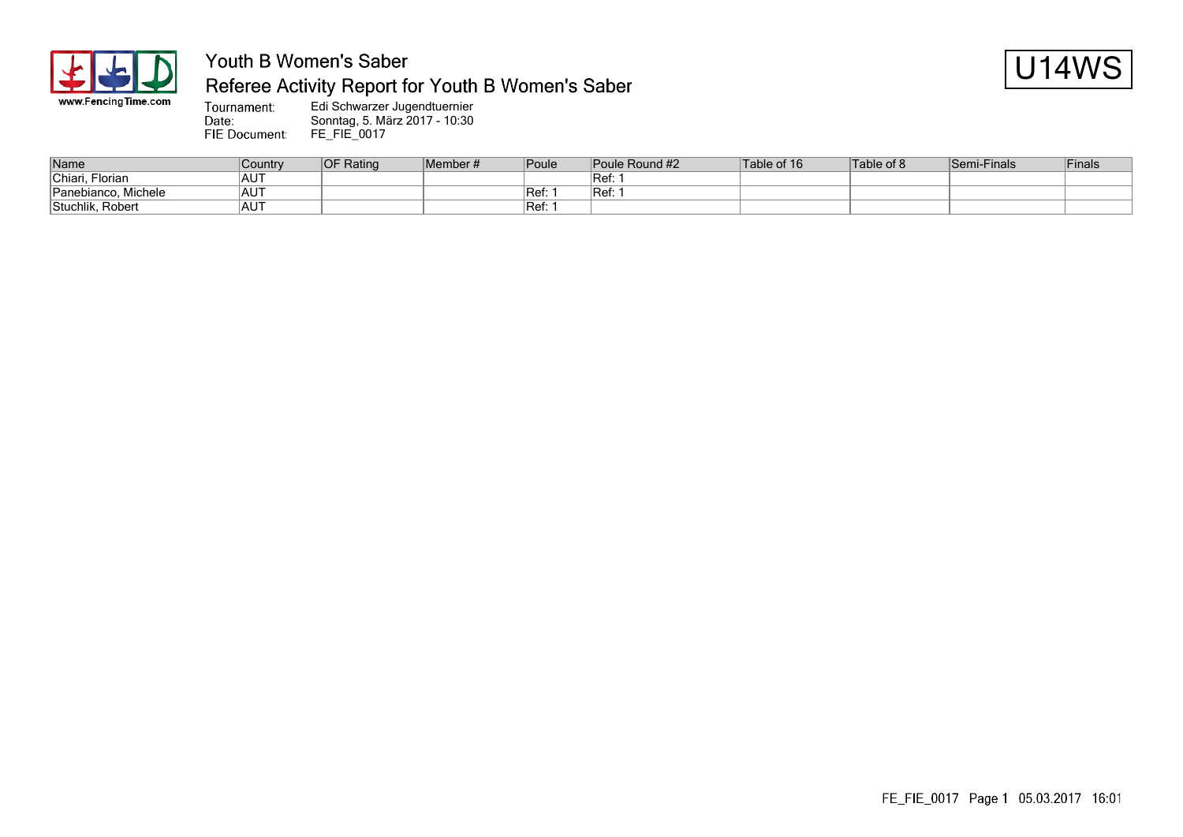# Youth B Women's Saber

## Referee Activity Report for Youth B Women's Saber

U14WS

Tournament: Edi Schwarzer Jugendtuernier
Date: Sonntag, 5. März 2017 - 10:30
FIE Document: FE_FIE_0017

| Name | Country | OF Rating | Member # | Poule | Poule Round #2 | Table of 16 | Table of 8 | Semi-Finals | Finals |
|---|---|---|---|---|---|---|---|---|---|
| Chiari, Florian | AUT | | | | Ref: 1 | | | | |
| Panebianco, Michele | AUT | | | Ref: 1 | Ref: 1 | | | | |
| Stuchlik, Robert | AUT | | | Ref: 1 | | | | | |

FE_FIE_0017 Page 1 05.03.2017 16:01